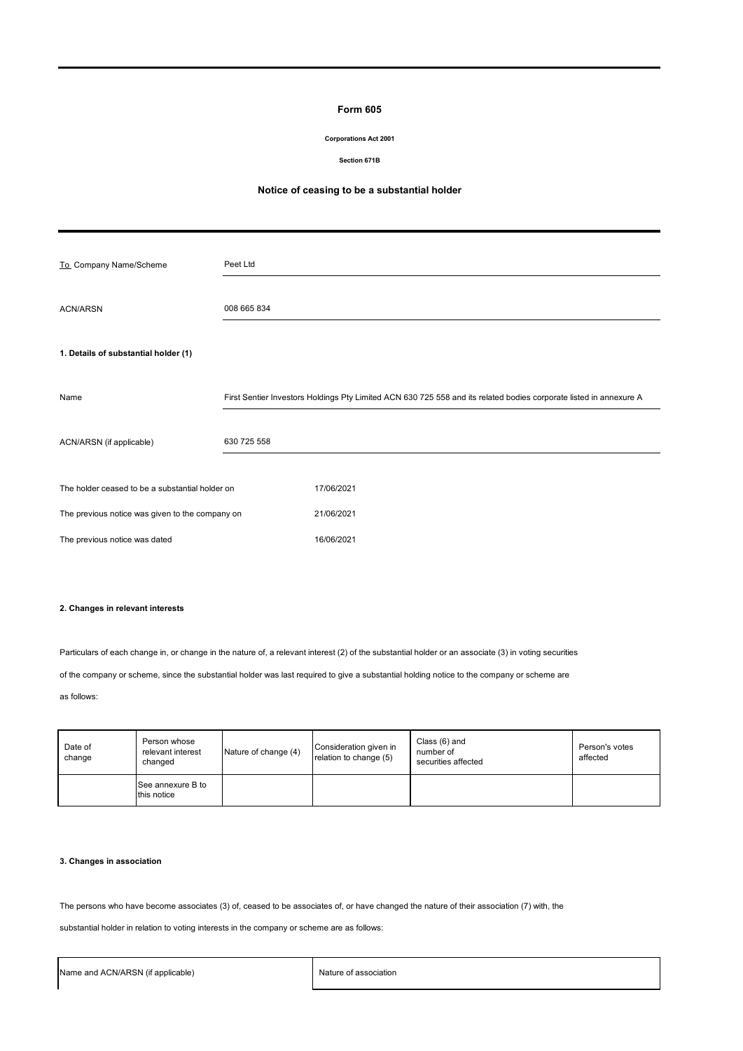# Form 605

**Corporations Act 2001**

**Section 671B**

## Notice of ceasing to be a substantial holder

| | |
|---|---|
| To Company Name/Scheme | Peet Ltd |
| ACN/ARSN | 008 665 834 |

**1. Details of substantial holder (1)**

| | |
|---|---|
| Name | First Sentier Investors Holdings Pty Limited ACN 630 725 558 and its related bodies corporate listed in annexure A |
| ACN/ARSN (if applicable) | 630 725 558 |

| | |
|---|---|
| The holder ceased to be a substantial holder on | 17/06/2021 |
| The previous notice was given to the company on | 21/06/2021 |
| The previous notice was dated | 16/06/2021 |

**2. Changes in relevant interests**

Particulars of each change in, or change in the nature of, a relevant interest (2) of the substantial holder or an associate (3) in voting securities of the company or scheme, since the substantial holder was last required to give a substantial holding notice to the company or scheme are as follows:

| Date of change | Person whose relevant interest changed | Nature of change (4) | Consideration given in relation to change (5) | Class (6) and number of securities affected | Person's votes affected |
|---|---|---|---|---|---|
| | See annexure B to this notice | | | | |

**3. Changes in association**

The persons who have become associates (3) of, ceased to be associates of, or have changed the nature of their association (7) with, the substantial holder in relation to voting interests in the company or scheme are as follows:

| Name and ACN/ARSN (if applicable) | Nature of association |
|---|---|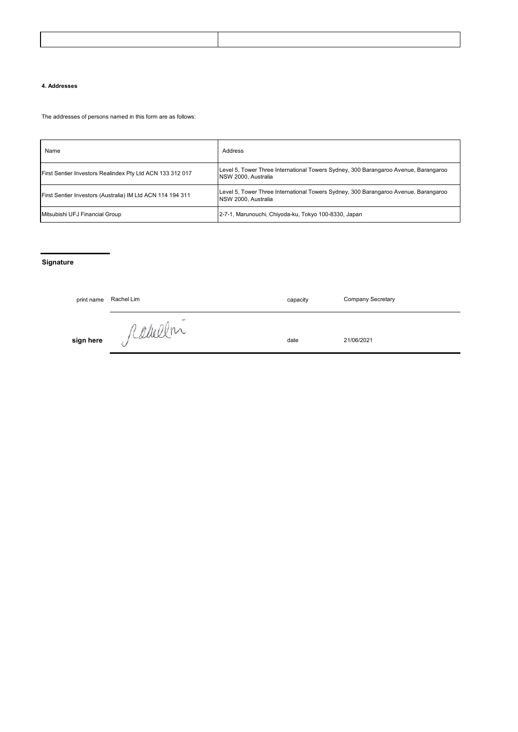| | |
|---|---|
| | |

**4. Addresses**

The addresses of persons named in this form are as follows:

| Name | Address |
|---|---|
| First Sentier Investors Realindex Pty Ltd ACN 133 312 017 | Level 5, Tower Three International Towers Sydney, 300 Barangaroo Avenue, Barangaroo NSW 2000, Australia |
| First Sentier Investors (Australia) IM Ltd ACN 114 194 311 | Level 5, Tower Three International Towers Sydney, 300 Barangaroo Avenue, Barangaroo NSW 2000, Australia |
| Mitsubishi UFJ Financial Group | 2-7-1, Marunouchi, Chiyoda-ku, Tokyo 100-8330, Japan |

**Signature**

| | | | |
|---|---|---|---|
| print name | Rachel Lim | capacity | Company Secretary |
| **sign here** | Rachel Lim | date | 21/06/2021 |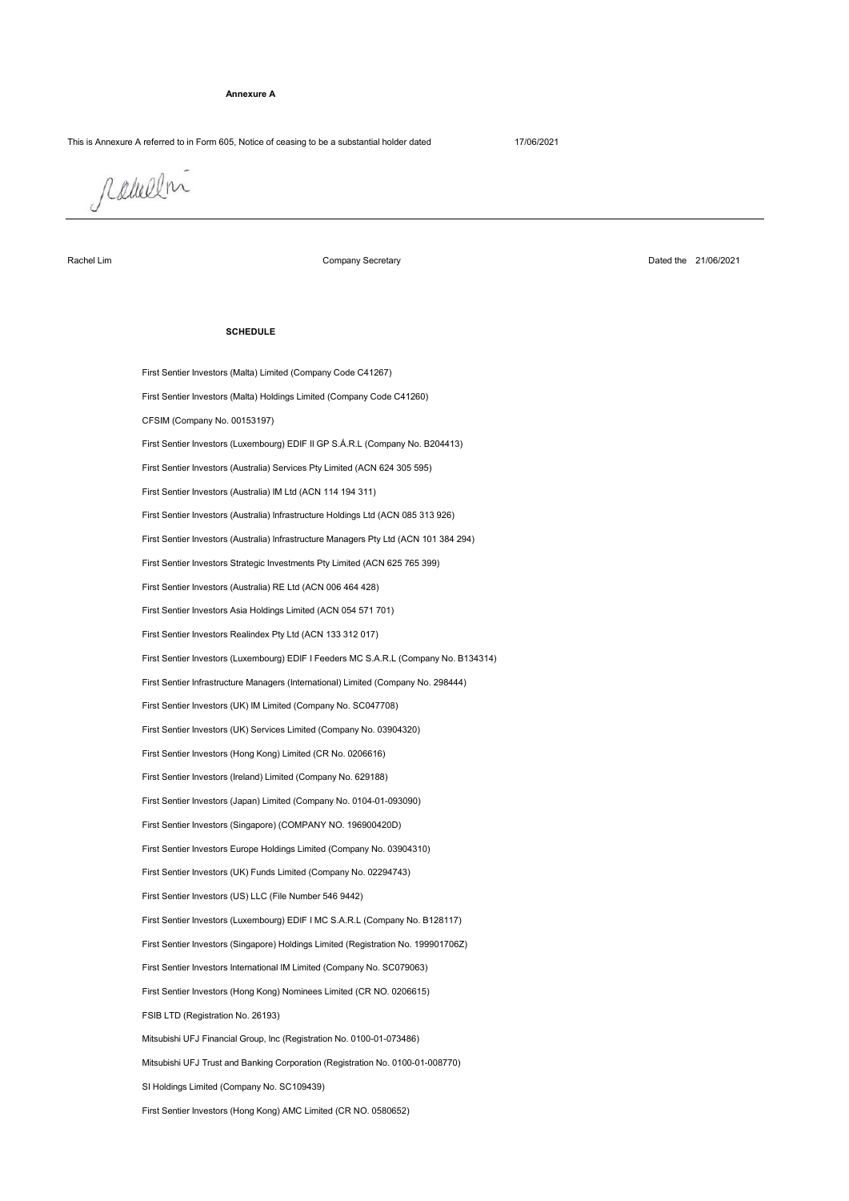**Annexure A**

This is Annexure A referred to in Form 605, Notice of ceasing to be a substantial holder dated 17/06/2021

Rachel Lim Company Secretary Dated the 21/06/2021

**SCHEDULE**

First Sentier Investors (Malta) Limited (Company Code C41267)

First Sentier Investors (Malta) Holdings Limited (Company Code C41260)

CFSIM (Company No. 00153197)

First Sentier Investors (Luxembourg) EDIF II GP S.Á.R.L (Company No. B204413)

First Sentier Investors (Australia) Services Pty Limited (ACN 624 305 595)

First Sentier Investors (Australia) IM Ltd (ACN 114 194 311)

First Sentier Investors (Australia) Infrastructure Holdings Ltd (ACN 085 313 926)

First Sentier Investors (Australia) Infrastructure Managers Pty Ltd (ACN 101 384 294)

First Sentier Investors Strategic Investments Pty Limited (ACN 625 765 399)

First Sentier Investors (Australia) RE Ltd (ACN 006 464 428)

First Sentier Investors Asia Holdings Limited (ACN 054 571 701)

First Sentier Investors Realindex Pty Ltd (ACN 133 312 017)

First Sentier Investors (Luxembourg) EDIF I Feeders MC S.A.R.L (Company No. B134314)

First Sentier Infrastructure Managers (International) Limited (Company No. 298444)

First Sentier Investors (UK) IM Limited (Company No. SC047708)

First Sentier Investors (UK) Services Limited (Company No. 03904320)

First Sentier Investors (Hong Kong) Limited (CR No. 0206616)

First Sentier Investors (Ireland) Limited (Company No. 629188)

First Sentier Investors (Japan) Limited (Company No. 0104-01-093090)

First Sentier Investors (Singapore) (COMPANY NO. 196900420D)

First Sentier Investors Europe Holdings Limited (Company No. 03904310)

First Sentier Investors (UK) Funds Limited (Company No. 02294743)

First Sentier Investors (US) LLC (File Number 546 9442)

First Sentier Investors (Luxembourg) EDIF I MC S.A.R.L (Company No. B128117)

First Sentier Investors (Singapore) Holdings Limited (Registration No. 199901706Z)

First Sentier Investors International IM Limited (Company No. SC079063)

First Sentier Investors (Hong Kong) Nominees Limited (CR NO. 0206615)

FSIB LTD (Registration No. 26193)

Mitsubishi UFJ Financial Group, Inc (Registration No. 0100-01-073486)

Mitsubishi UFJ Trust and Banking Corporation (Registration No. 0100-01-008770)

SI Holdings Limited (Company No. SC109439)

First Sentier Investors (Hong Kong) AMC Limited (CR NO. 0580652)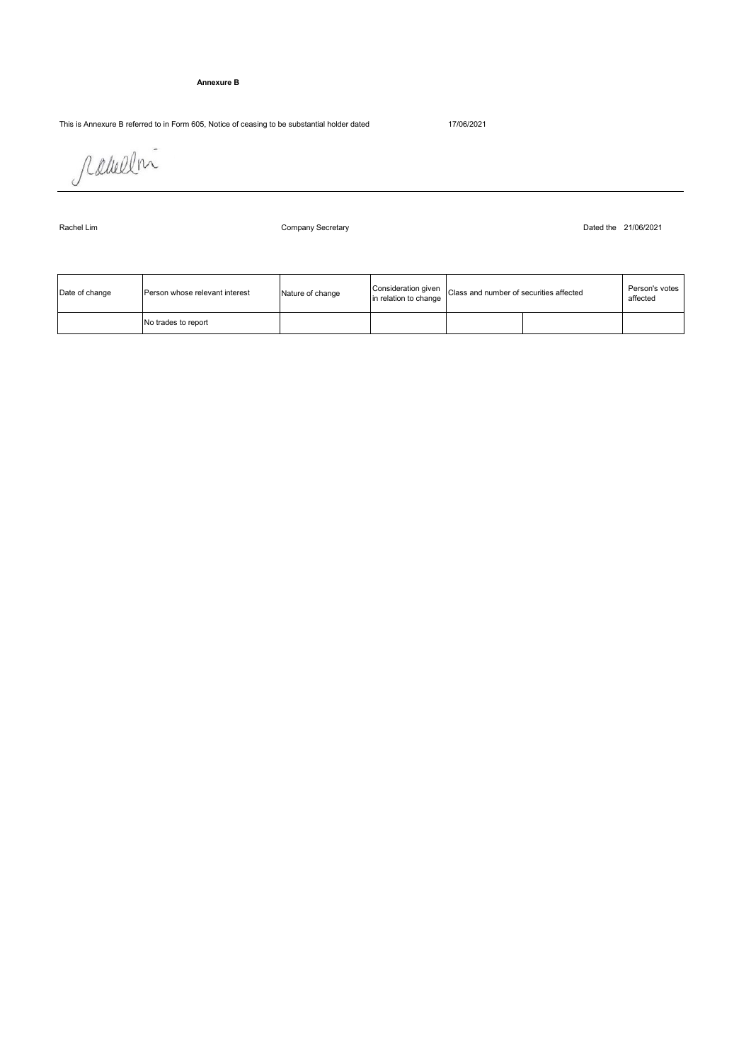**Annexure B**

This is Annexure B referred to in Form 605, Notice of ceasing to be substantial holder dated 17/06/2021

Rachel Lim

Company Secretary

Dated the 21/06/2021

| Date of change | Person whose relevant interest | Nature of change | Consideration given in relation to change | Class and number of securities affected | | Person's votes affected |
|---|---|---|---|---|---|---|
| | No trades to report | | | | | |